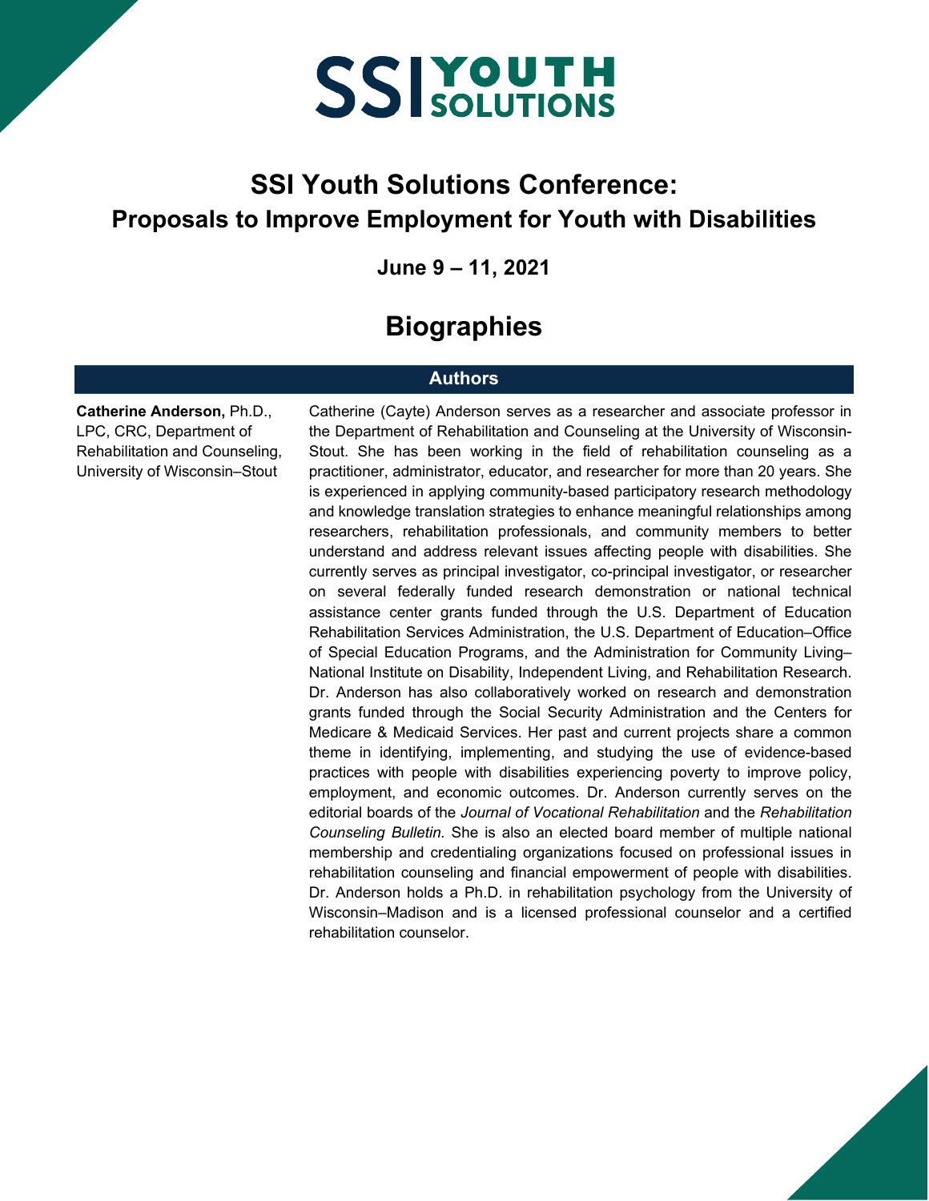# SSI YOUTH SOLUTIONS

# SSI Youth Solutions Conference:
## Proposals to Improve Employment for Youth with Disabilities

**June 9 – 11, 2021**

# Biographies

## Authors

**Catherine Anderson,** Ph.D., LPC, CRC, Department of Rehabilitation and Counseling, University of Wisconsin–Stout

Catherine (Cayte) Anderson serves as a researcher and associate professor in the Department of Rehabilitation and Counseling at the University of Wisconsin-Stout. She has been working in the field of rehabilitation counseling as a practitioner, administrator, educator, and researcher for more than 20 years. She is experienced in applying community-based participatory research methodology and knowledge translation strategies to enhance meaningful relationships among researchers, rehabilitation professionals, and community members to better understand and address relevant issues affecting people with disabilities. She currently serves as principal investigator, co-principal investigator, or researcher on several federally funded research demonstration or national technical assistance center grants funded through the U.S. Department of Education Rehabilitation Services Administration, the U.S. Department of Education–Office of Special Education Programs, and the Administration for Community Living–National Institute on Disability, Independent Living, and Rehabilitation Research. Dr. Anderson has also collaboratively worked on research and demonstration grants funded through the Social Security Administration and the Centers for Medicare & Medicaid Services. Her past and current projects share a common theme in identifying, implementing, and studying the use of evidence-based practices with people with disabilities experiencing poverty to improve policy, employment, and economic outcomes. Dr. Anderson currently serves on the editorial boards of the *Journal of Vocational Rehabilitation* and the *Rehabilitation Counseling Bulletin.* She is also an elected board member of multiple national membership and credentialing organizations focused on professional issues in rehabilitation counseling and financial empowerment of people with disabilities. Dr. Anderson holds a Ph.D. in rehabilitation psychology from the University of Wisconsin–Madison and is a licensed professional counselor and a certified rehabilitation counselor.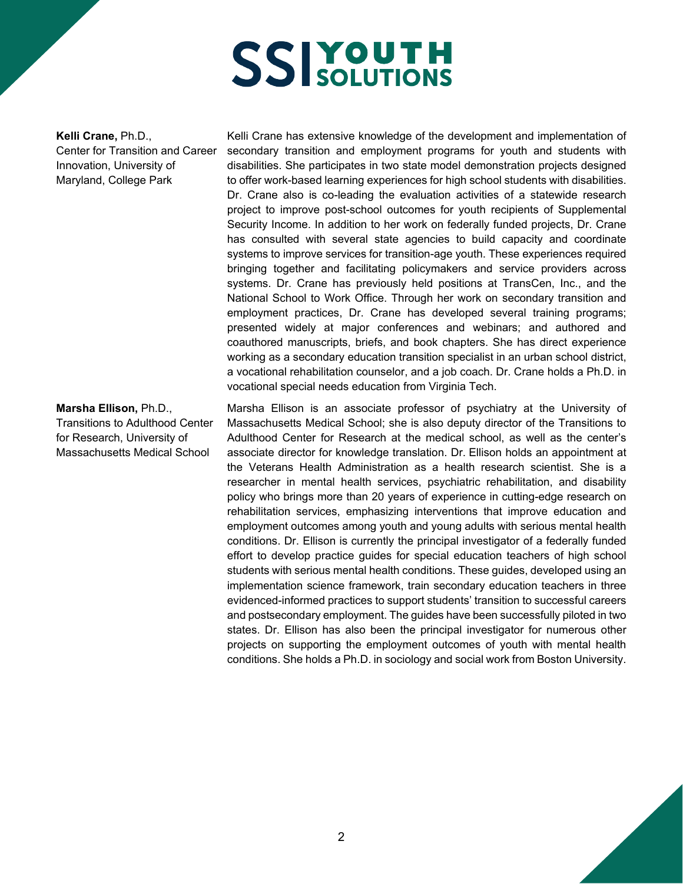**Kelli Crane,** Ph.D.,
Center for Transition and Career Innovation, University of Maryland, College Park

Kelli Crane has extensive knowledge of the development and implementation of secondary transition and employment programs for youth and students with disabilities. She participates in two state model demonstration projects designed to offer work-based learning experiences for high school students with disabilities. Dr. Crane also is co-leading the evaluation activities of a statewide research project to improve post-school outcomes for youth recipients of Supplemental Security Income. In addition to her work on federally funded projects, Dr. Crane has consulted with several state agencies to build capacity and coordinate systems to improve services for transition-age youth. These experiences required bringing together and facilitating policymakers and service providers across systems. Dr. Crane has previously held positions at TransCen, Inc., and the National School to Work Office. Through her work on secondary transition and employment practices, Dr. Crane has developed several training programs; presented widely at major conferences and webinars; and authored and coauthored manuscripts, briefs, and book chapters. She has direct experience working as a secondary education transition specialist in an urban school district, a vocational rehabilitation counselor, and a job coach. Dr. Crane holds a Ph.D. in vocational special needs education from Virginia Tech.

**Marsha Ellison,** Ph.D.,
Transitions to Adulthood Center for Research, University of Massachusetts Medical School

Marsha Ellison is an associate professor of psychiatry at the University of Massachusetts Medical School; she is also deputy director of the Transitions to Adulthood Center for Research at the medical school, as well as the center's associate director for knowledge translation. Dr. Ellison holds an appointment at the Veterans Health Administration as a health research scientist. She is a researcher in mental health services, psychiatric rehabilitation, and disability policy who brings more than 20 years of experience in cutting-edge research on rehabilitation services, emphasizing interventions that improve education and employment outcomes among youth and young adults with serious mental health conditions. Dr. Ellison is currently the principal investigator of a federally funded effort to develop practice guides for special education teachers of high school students with serious mental health conditions. These guides, developed using an implementation science framework, train secondary education teachers in three evidenced-informed practices to support students' transition to successful careers and postsecondary employment. The guides have been successfully piloted in two states. Dr. Ellison has also been the principal investigator for numerous other projects on supporting the employment outcomes of youth with mental health conditions. She holds a Ph.D. in sociology and social work from Boston University.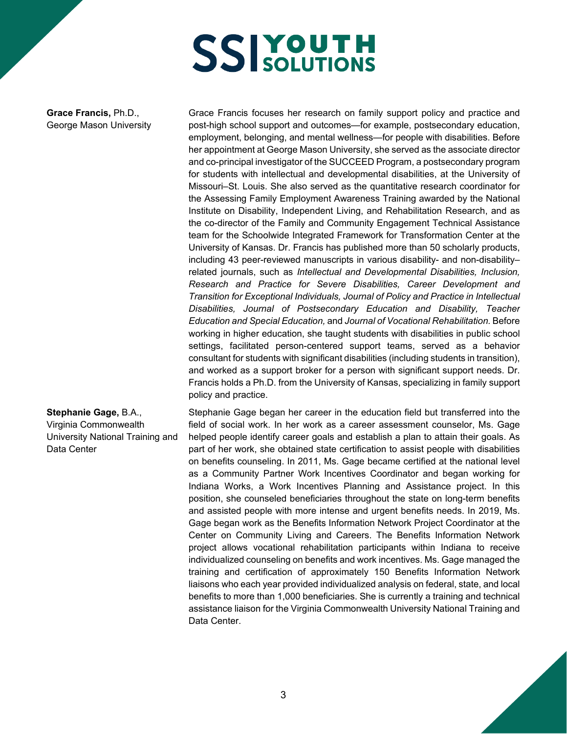**Grace Francis,** Ph.D., George Mason University

Grace Francis focuses her research on family support policy and practice and post-high school support and outcomes—for example, postsecondary education, employment, belonging, and mental wellness—for people with disabilities. Before her appointment at George Mason University, she served as the associate director and co-principal investigator of the SUCCEED Program, a postsecondary program for students with intellectual and developmental disabilities, at the University of Missouri–St. Louis. She also served as the quantitative research coordinator for the Assessing Family Employment Awareness Training awarded by the National Institute on Disability, Independent Living, and Rehabilitation Research, and as the co-director of the Family and Community Engagement Technical Assistance team for the Schoolwide Integrated Framework for Transformation Center at the University of Kansas. Dr. Francis has published more than 50 scholarly products, including 43 peer-reviewed manuscripts in various disability- and non-disability–related journals, such as *Intellectual and Developmental Disabilities, Inclusion, Research and Practice for Severe Disabilities, Career Development and Transition for Exceptional Individuals, Journal of Policy and Practice in Intellectual Disabilities, Journal of Postsecondary Education and Disability, Teacher Education and Special Education,* and *Journal of Vocational Rehabilitation.* Before working in higher education, she taught students with disabilities in public school settings, facilitated person-centered support teams, served as a behavior consultant for students with significant disabilities (including students in transition), and worked as a support broker for a person with significant support needs. Dr. Francis holds a Ph.D. from the University of Kansas, specializing in family support policy and practice.

**Stephanie Gage,** B.A., Virginia Commonwealth University National Training and Data Center

Stephanie Gage began her career in the education field but transferred into the field of social work. In her work as a career assessment counselor, Ms. Gage helped people identify career goals and establish a plan to attain their goals. As part of her work, she obtained state certification to assist people with disabilities on benefits counseling. In 2011, Ms. Gage became certified at the national level as a Community Partner Work Incentives Coordinator and began working for Indiana Works, a Work Incentives Planning and Assistance project. In this position, she counseled beneficiaries throughout the state on long-term benefits and assisted people with more intense and urgent benefits needs. In 2019, Ms. Gage began work as the Benefits Information Network Project Coordinator at the Center on Community Living and Careers. The Benefits Information Network project allows vocational rehabilitation participants within Indiana to receive individualized counseling on benefits and work incentives. Ms. Gage managed the training and certification of approximately 150 Benefits Information Network liaisons who each year provided individualized analysis on federal, state, and local benefits to more than 1,000 beneficiaries. She is currently a training and technical assistance liaison for the Virginia Commonwealth University National Training and Data Center.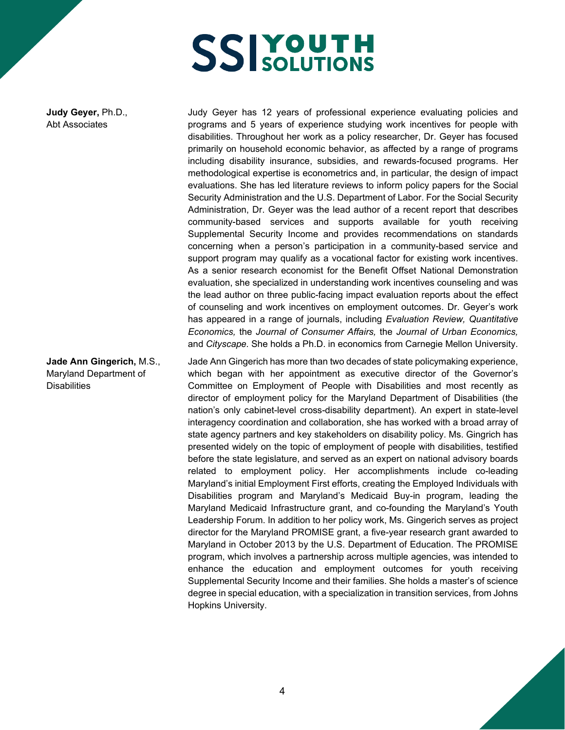**Judy Geyer,** Ph.D., Abt Associates

Judy Geyer has 12 years of professional experience evaluating policies and programs and 5 years of experience studying work incentives for people with disabilities. Throughout her work as a policy researcher, Dr. Geyer has focused primarily on household economic behavior, as affected by a range of programs including disability insurance, subsidies, and rewards-focused programs. Her methodological expertise is econometrics and, in particular, the design of impact evaluations. She has led literature reviews to inform policy papers for the Social Security Administration and the U.S. Department of Labor. For the Social Security Administration, Dr. Geyer was the lead author of a recent report that describes community-based services and supports available for youth receiving Supplemental Security Income and provides recommendations on standards concerning when a person's participation in a community-based service and support program may qualify as a vocational factor for existing work incentives. As a senior research economist for the Benefit Offset National Demonstration evaluation, she specialized in understanding work incentives counseling and was the lead author on three public-facing impact evaluation reports about the effect of counseling and work incentives on employment outcomes. Dr. Geyer's work has appeared in a range of journals, including *Evaluation Review, Quantitative Economics,* the *Journal of Consumer Affairs,* the *Journal of Urban Economics,* and *Cityscape.* She holds a Ph.D. in economics from Carnegie Mellon University.

**Jade Ann Gingerich,** M.S., Maryland Department of Disabilities

Jade Ann Gingerich has more than two decades of state policymaking experience, which began with her appointment as executive director of the Governor's Committee on Employment of People with Disabilities and most recently as director of employment policy for the Maryland Department of Disabilities (the nation's only cabinet-level cross-disability department). An expert in state-level interagency coordination and collaboration, she has worked with a broad array of state agency partners and key stakeholders on disability policy. Ms. Gingrich has presented widely on the topic of employment of people with disabilities, testified before the state legislature, and served as an expert on national advisory boards related to employment policy. Her accomplishments include co-leading Maryland's initial Employment First efforts, creating the Employed Individuals with Disabilities program and Maryland's Medicaid Buy-in program, leading the Maryland Medicaid Infrastructure grant, and co-founding the Maryland's Youth Leadership Forum. In addition to her policy work, Ms. Gingerich serves as project director for the Maryland PROMISE grant, a five-year research grant awarded to Maryland in October 2013 by the U.S. Department of Education. The PROMISE program, which involves a partnership across multiple agencies, was intended to enhance the education and employment outcomes for youth receiving Supplemental Security Income and their families. She holds a master's of science degree in special education, with a specialization in transition services, from Johns Hopkins University.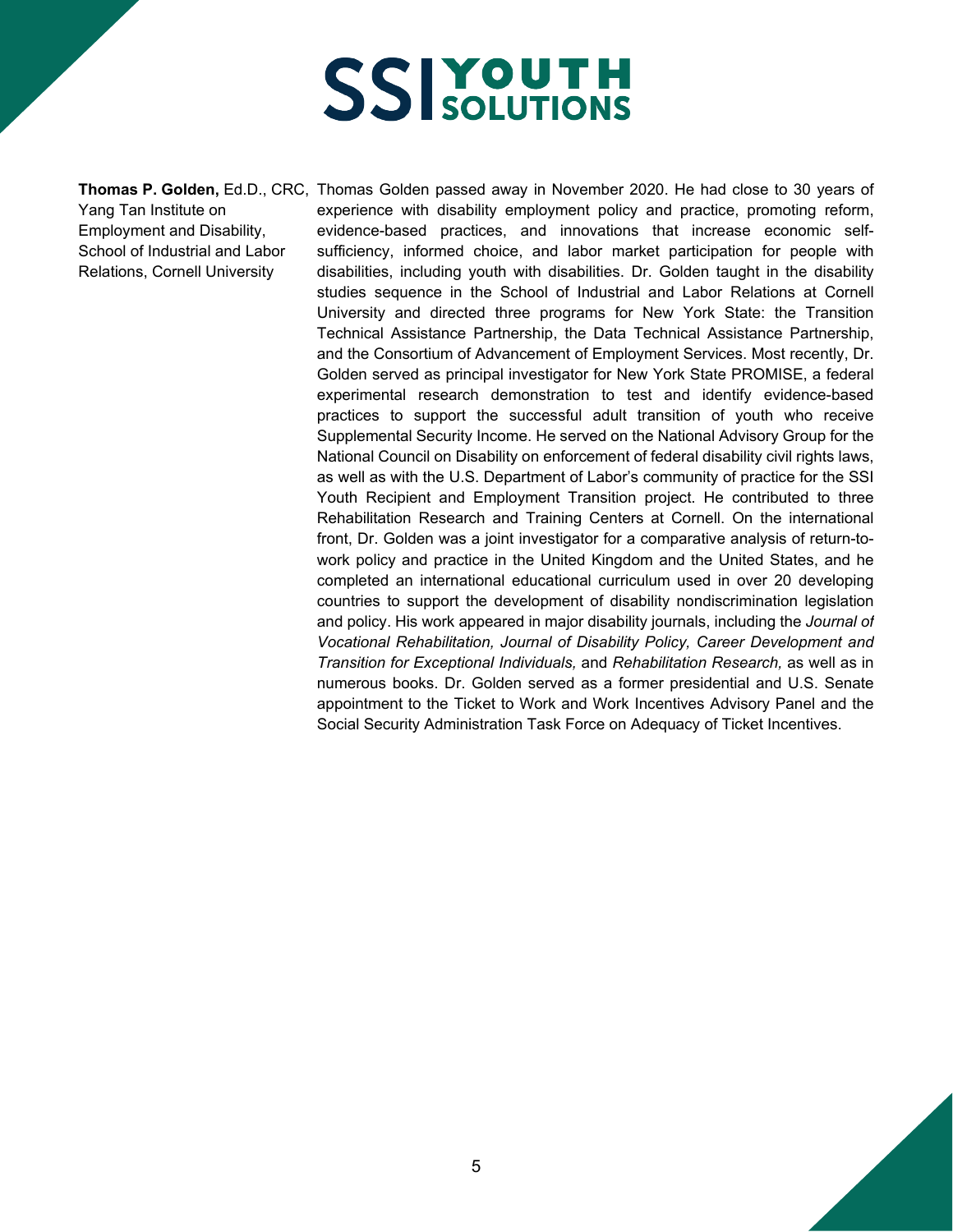**Thomas P. Golden,** Ed.D., CRC, Yang Tan Institute on Employment and Disability, School of Industrial and Labor Relations, Cornell University

Thomas Golden passed away in November 2020. He had close to 30 years of experience with disability employment policy and practice, promoting reform, evidence-based practices, and innovations that increase economic self-sufficiency, informed choice, and labor market participation for people with disabilities, including youth with disabilities. Dr. Golden taught in the disability studies sequence in the School of Industrial and Labor Relations at Cornell University and directed three programs for New York State: the Transition Technical Assistance Partnership, the Data Technical Assistance Partnership, and the Consortium of Advancement of Employment Services. Most recently, Dr. Golden served as principal investigator for New York State PROMISE, a federal experimental research demonstration to test and identify evidence-based practices to support the successful adult transition of youth who receive Supplemental Security Income. He served on the National Advisory Group for the National Council on Disability on enforcement of federal disability civil rights laws, as well as with the U.S. Department of Labor's community of practice for the SSI Youth Recipient and Employment Transition project. He contributed to three Rehabilitation Research and Training Centers at Cornell. On the international front, Dr. Golden was a joint investigator for a comparative analysis of return-to-work policy and practice in the United Kingdom and the United States, and he completed an international educational curriculum used in over 20 developing countries to support the development of disability nondiscrimination legislation and policy. His work appeared in major disability journals, including the *Journal of Vocational Rehabilitation, Journal of Disability Policy, Career Development and Transition for Exceptional Individuals,* and *Rehabilitation Research,* as well as in numerous books. Dr. Golden served as a former presidential and U.S. Senate appointment to the Ticket to Work and Work Incentives Advisory Panel and the Social Security Administration Task Force on Adequacy of Ticket Incentives.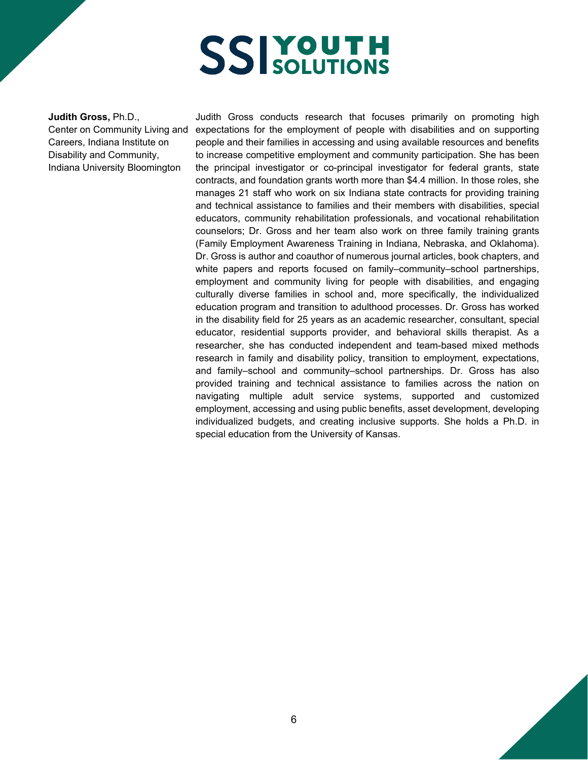**Judith Gross,** Ph.D.,
Center on Community Living and Careers, Indiana Institute on Disability and Community, Indiana University Bloomington

Judith Gross conducts research that focuses primarily on promoting high expectations for the employment of people with disabilities and on supporting people and their families in accessing and using available resources and benefits to increase competitive employment and community participation. She has been the principal investigator or co-principal investigator for federal grants, state contracts, and foundation grants worth more than $4.4 million. In those roles, she manages 21 staff who work on six Indiana state contracts for providing training and technical assistance to families and their members with disabilities, special educators, community rehabilitation professionals, and vocational rehabilitation counselors; Dr. Gross and her team also work on three family training grants (Family Employment Awareness Training in Indiana, Nebraska, and Oklahoma). Dr. Gross is author and coauthor of numerous journal articles, book chapters, and white papers and reports focused on family–community–school partnerships, employment and community living for people with disabilities, and engaging culturally diverse families in school and, more specifically, the individualized education program and transition to adulthood processes. Dr. Gross has worked in the disability field for 25 years as an academic researcher, consultant, special educator, residential supports provider, and behavioral skills therapist. As a researcher, she has conducted independent and team-based mixed methods research in family and disability policy, transition to employment, expectations, and family–school and community–school partnerships. Dr. Gross has also provided training and technical assistance to families across the nation on navigating multiple adult service systems, supported and customized employment, accessing and using public benefits, asset development, developing individualized budgets, and creating inclusive supports. She holds a Ph.D. in special education from the University of Kansas.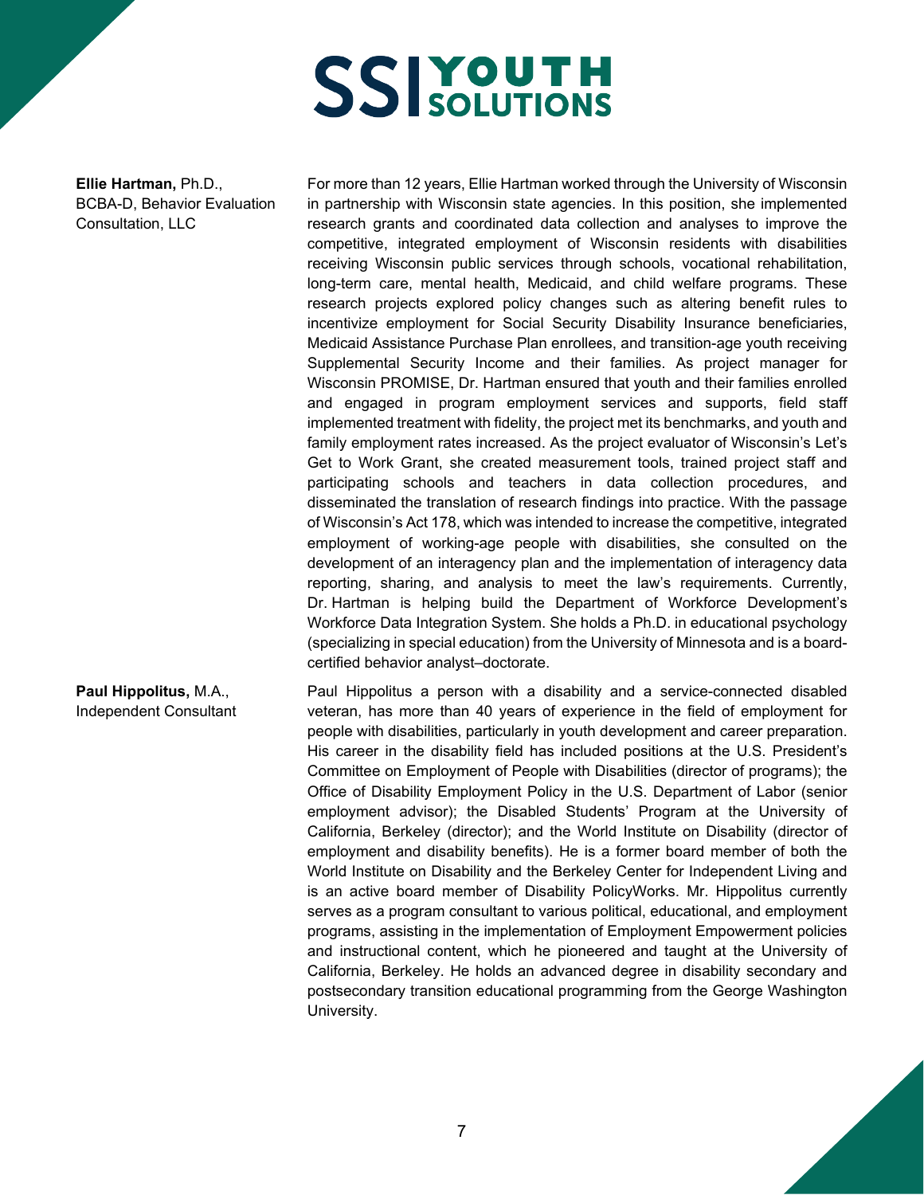**Ellie Hartman,** Ph.D., BCBA-D, Behavior Evaluation Consultation, LLC

For more than 12 years, Ellie Hartman worked through the University of Wisconsin in partnership with Wisconsin state agencies. In this position, she implemented research grants and coordinated data collection and analyses to improve the competitive, integrated employment of Wisconsin residents with disabilities receiving Wisconsin public services through schools, vocational rehabilitation, long-term care, mental health, Medicaid, and child welfare programs. These research projects explored policy changes such as altering benefit rules to incentivize employment for Social Security Disability Insurance beneficiaries, Medicaid Assistance Purchase Plan enrollees, and transition-age youth receiving Supplemental Security Income and their families. As project manager for Wisconsin PROMISE, Dr. Hartman ensured that youth and their families enrolled and engaged in program employment services and supports, field staff implemented treatment with fidelity, the project met its benchmarks, and youth and family employment rates increased. As the project evaluator of Wisconsin's Let's Get to Work Grant, she created measurement tools, trained project staff and participating schools and teachers in data collection procedures, and disseminated the translation of research findings into practice. With the passage of Wisconsin's Act 178, which was intended to increase the competitive, integrated employment of working-age people with disabilities, she consulted on the development of an interagency plan and the implementation of interagency data reporting, sharing, and analysis to meet the law's requirements. Currently, Dr. Hartman is helping build the Department of Workforce Development's Workforce Data Integration System. She holds a Ph.D. in educational psychology (specializing in special education) from the University of Minnesota and is a board-certified behavior analyst–doctorate.

**Paul Hippolitus,** M.A., Independent Consultant

Paul Hippolitus a person with a disability and a service-connected disabled veteran, has more than 40 years of experience in the field of employment for people with disabilities, particularly in youth development and career preparation. His career in the disability field has included positions at the U.S. President's Committee on Employment of People with Disabilities (director of programs); the Office of Disability Employment Policy in the U.S. Department of Labor (senior employment advisor); the Disabled Students' Program at the University of California, Berkeley (director); and the World Institute on Disability (director of employment and disability benefits). He is a former board member of both the World Institute on Disability and the Berkeley Center for Independent Living and is an active board member of Disability PolicyWorks. Mr. Hippolitus currently serves as a program consultant to various political, educational, and employment programs, assisting in the implementation of Employment Empowerment policies and instructional content, which he pioneered and taught at the University of California, Berkeley. He holds an advanced degree in disability secondary and postsecondary transition educational programming from the George Washington University.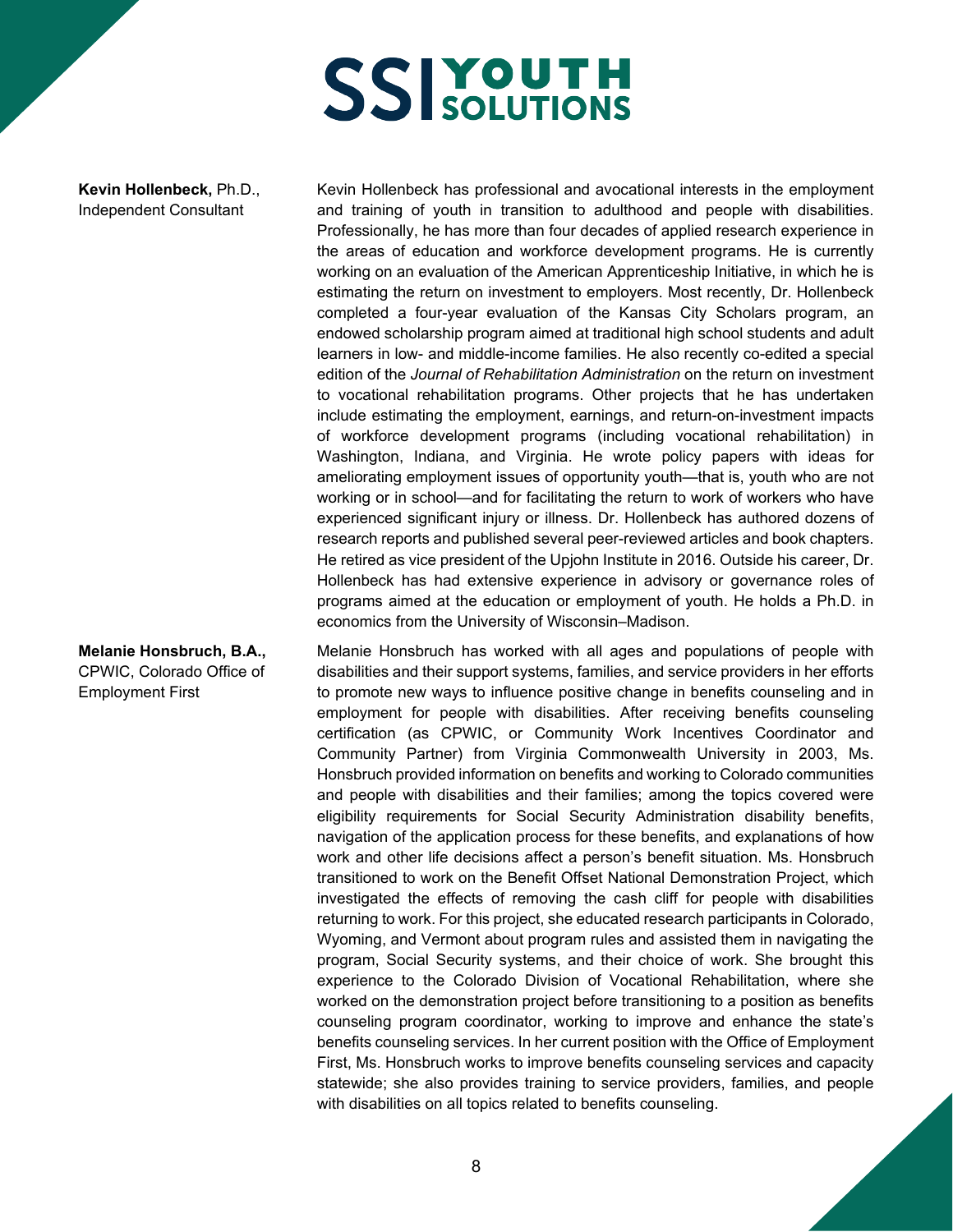**Kevin Hollenbeck,** Ph.D., Independent Consultant

Kevin Hollenbeck has professional and avocational interests in the employment and training of youth in transition to adulthood and people with disabilities. Professionally, he has more than four decades of applied research experience in the areas of education and workforce development programs. He is currently working on an evaluation of the American Apprenticeship Initiative, in which he is estimating the return on investment to employers. Most recently, Dr. Hollenbeck completed a four-year evaluation of the Kansas City Scholars program, an endowed scholarship program aimed at traditional high school students and adult learners in low- and middle-income families. He also recently co-edited a special edition of the *Journal of Rehabilitation Administration* on the return on investment to vocational rehabilitation programs. Other projects that he has undertaken include estimating the employment, earnings, and return-on-investment impacts of workforce development programs (including vocational rehabilitation) in Washington, Indiana, and Virginia. He wrote policy papers with ideas for ameliorating employment issues of opportunity youth—that is, youth who are not working or in school—and for facilitating the return to work of workers who have experienced significant injury or illness. Dr. Hollenbeck has authored dozens of research reports and published several peer-reviewed articles and book chapters. He retired as vice president of the Upjohn Institute in 2016. Outside his career, Dr. Hollenbeck has had extensive experience in advisory or governance roles of programs aimed at the education or employment of youth. He holds a Ph.D. in economics from the University of Wisconsin–Madison.

**Melanie Honsbruch, B.A.,** CPWIC, Colorado Office of Employment First

Melanie Honsbruch has worked with all ages and populations of people with disabilities and their support systems, families, and service providers in her efforts to promote new ways to influence positive change in benefits counseling and in employment for people with disabilities. After receiving benefits counseling certification (as CPWIC, or Community Work Incentives Coordinator and Community Partner) from Virginia Commonwealth University in 2003, Ms. Honsbruch provided information on benefits and working to Colorado communities and people with disabilities and their families; among the topics covered were eligibility requirements for Social Security Administration disability benefits, navigation of the application process for these benefits, and explanations of how work and other life decisions affect a person's benefit situation. Ms. Honsbruch transitioned to work on the Benefit Offset National Demonstration Project, which investigated the effects of removing the cash cliff for people with disabilities returning to work. For this project, she educated research participants in Colorado, Wyoming, and Vermont about program rules and assisted them in navigating the program, Social Security systems, and their choice of work. She brought this experience to the Colorado Division of Vocational Rehabilitation, where she worked on the demonstration project before transitioning to a position as benefits counseling program coordinator, working to improve and enhance the state's benefits counseling services. In her current position with the Office of Employment First, Ms. Honsbruch works to improve benefits counseling services and capacity statewide; she also provides training to service providers, families, and people with disabilities on all topics related to benefits counseling.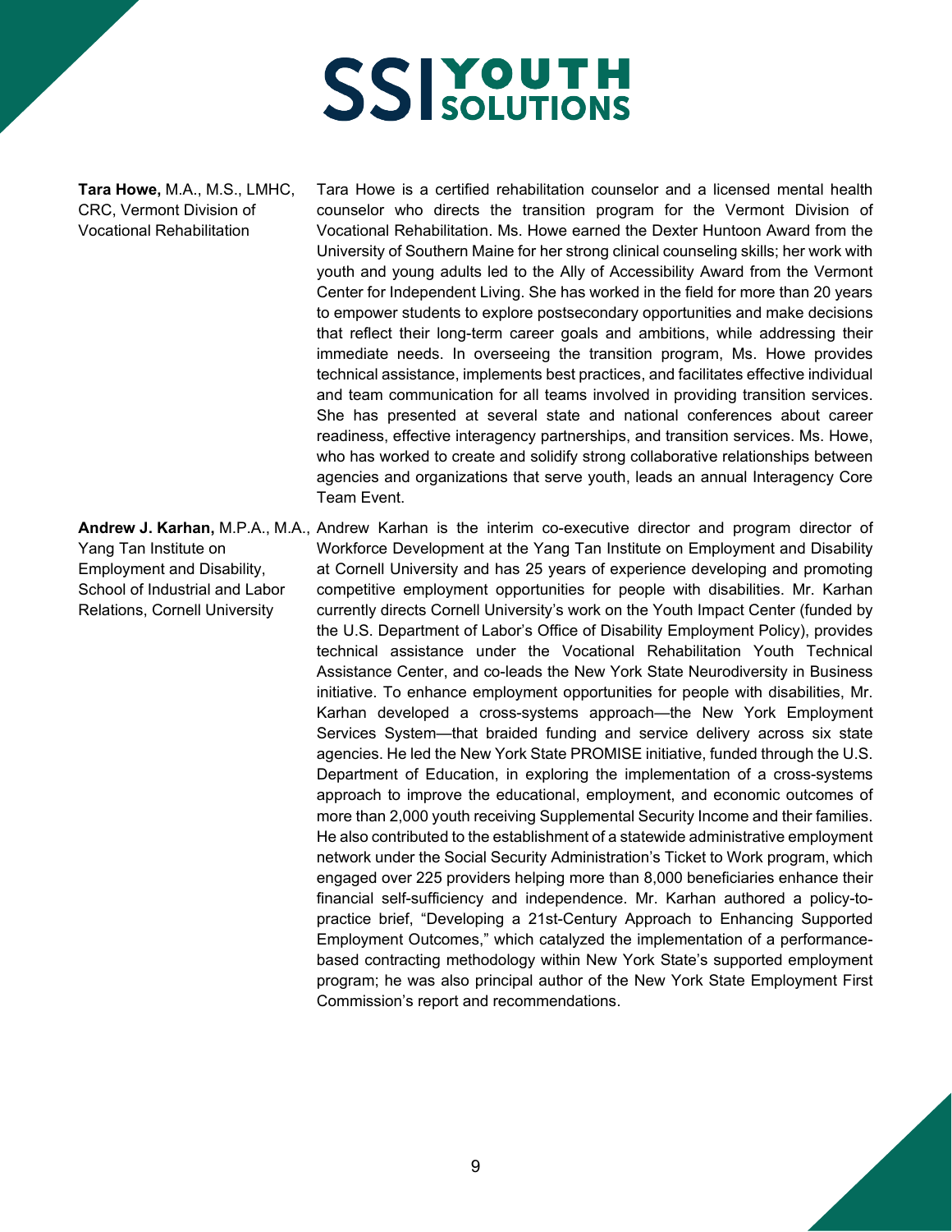**Tara Howe,** M.A., M.S., LMHC, CRC, Vermont Division of Vocational Rehabilitation

Tara Howe is a certified rehabilitation counselor and a licensed mental health counselor who directs the transition program for the Vermont Division of Vocational Rehabilitation. Ms. Howe earned the Dexter Huntoon Award from the University of Southern Maine for her strong clinical counseling skills; her work with youth and young adults led to the Ally of Accessibility Award from the Vermont Center for Independent Living. She has worked in the field for more than 20 years to empower students to explore postsecondary opportunities and make decisions that reflect their long-term career goals and ambitions, while addressing their immediate needs. In overseeing the transition program, Ms. Howe provides technical assistance, implements best practices, and facilitates effective individual and team communication for all teams involved in providing transition services. She has presented at several state and national conferences about career readiness, effective interagency partnerships, and transition services. Ms. Howe, who has worked to create and solidify strong collaborative relationships between agencies and organizations that serve youth, leads an annual Interagency Core Team Event.

**Andrew J. Karhan,** M.P.A., M.A., Yang Tan Institute on Employment and Disability, School of Industrial and Labor Relations, Cornell University

Andrew Karhan is the interim co-executive director and program director of Workforce Development at the Yang Tan Institute on Employment and Disability at Cornell University and has 25 years of experience developing and promoting competitive employment opportunities for people with disabilities. Mr. Karhan currently directs Cornell University's work on the Youth Impact Center (funded by the U.S. Department of Labor's Office of Disability Employment Policy), provides technical assistance under the Vocational Rehabilitation Youth Technical Assistance Center, and co-leads the New York State Neurodiversity in Business initiative. To enhance employment opportunities for people with disabilities, Mr. Karhan developed a cross-systems approach—the New York Employment Services System—that braided funding and service delivery across six state agencies. He led the New York State PROMISE initiative, funded through the U.S. Department of Education, in exploring the implementation of a cross-systems approach to improve the educational, employment, and economic outcomes of more than 2,000 youth receiving Supplemental Security Income and their families. He also contributed to the establishment of a statewide administrative employment network under the Social Security Administration's Ticket to Work program, which engaged over 225 providers helping more than 8,000 beneficiaries enhance their financial self-sufficiency and independence. Mr. Karhan authored a policy-to-practice brief, "Developing a 21st-Century Approach to Enhancing Supported Employment Outcomes," which catalyzed the implementation of a performance-based contracting methodology within New York State's supported employment program; he was also principal author of the New York State Employment First Commission's report and recommendations.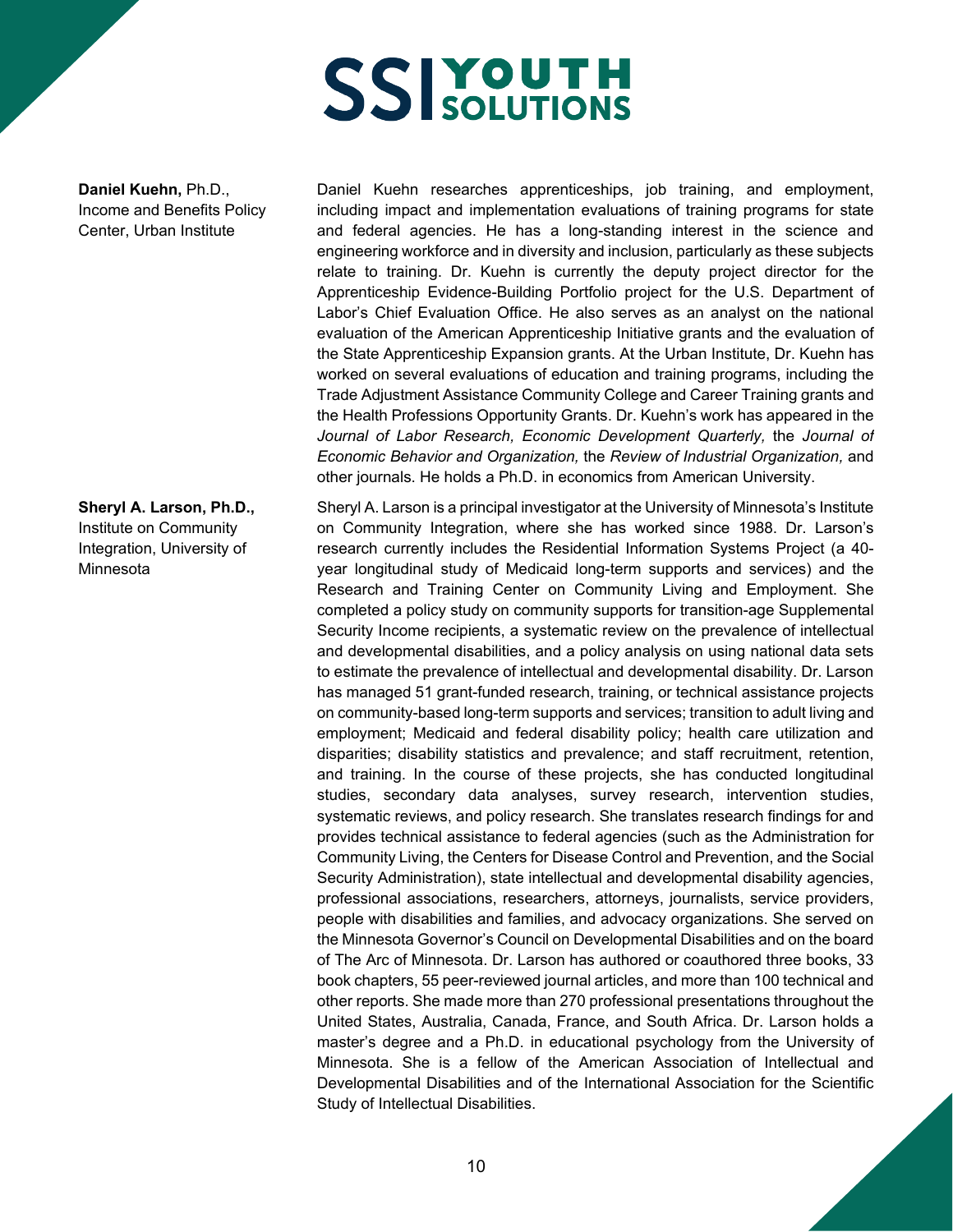**Daniel Kuehn,** Ph.D., Income and Benefits Policy Center, Urban Institute

Daniel Kuehn researches apprenticeships, job training, and employment, including impact and implementation evaluations of training programs for state and federal agencies. He has a long-standing interest in the science and engineering workforce and in diversity and inclusion, particularly as these subjects relate to training. Dr. Kuehn is currently the deputy project director for the Apprenticeship Evidence-Building Portfolio project for the U.S. Department of Labor's Chief Evaluation Office. He also serves as an analyst on the national evaluation of the American Apprenticeship Initiative grants and the evaluation of the State Apprenticeship Expansion grants. At the Urban Institute, Dr. Kuehn has worked on several evaluations of education and training programs, including the Trade Adjustment Assistance Community College and Career Training grants and the Health Professions Opportunity Grants. Dr. Kuehn's work has appeared in the *Journal of Labor Research, Economic Development Quarterly,* the *Journal of Economic Behavior and Organization,* the *Review of Industrial Organization,* and other journals. He holds a Ph.D. in economics from American University.

**Sheryl A. Larson, Ph.D.,** Institute on Community Integration, University of Minnesota

Sheryl A. Larson is a principal investigator at the University of Minnesota's Institute on Community Integration, where she has worked since 1988. Dr. Larson's research currently includes the Residential Information Systems Project (a 40-year longitudinal study of Medicaid long-term supports and services) and the Research and Training Center on Community Living and Employment. She completed a policy study on community supports for transition-age Supplemental Security Income recipients, a systematic review on the prevalence of intellectual and developmental disabilities, and a policy analysis on using national data sets to estimate the prevalence of intellectual and developmental disability. Dr. Larson has managed 51 grant-funded research, training, or technical assistance projects on community-based long-term supports and services; transition to adult living and employment; Medicaid and federal disability policy; health care utilization and disparities; disability statistics and prevalence; and staff recruitment, retention, and training. In the course of these projects, she has conducted longitudinal studies, secondary data analyses, survey research, intervention studies, systematic reviews, and policy research. She translates research findings for and provides technical assistance to federal agencies (such as the Administration for Community Living, the Centers for Disease Control and Prevention, and the Social Security Administration), state intellectual and developmental disability agencies, professional associations, researchers, attorneys, journalists, service providers, people with disabilities and families, and advocacy organizations. She served on the Minnesota Governor's Council on Developmental Disabilities and on the board of The Arc of Minnesota. Dr. Larson has authored or coauthored three books, 33 book chapters, 55 peer-reviewed journal articles, and more than 100 technical and other reports. She made more than 270 professional presentations throughout the United States, Australia, Canada, France, and South Africa. Dr. Larson holds a master's degree and a Ph.D. in educational psychology from the University of Minnesota. She is a fellow of the American Association of Intellectual and Developmental Disabilities and of the International Association for the Scientific Study of Intellectual Disabilities.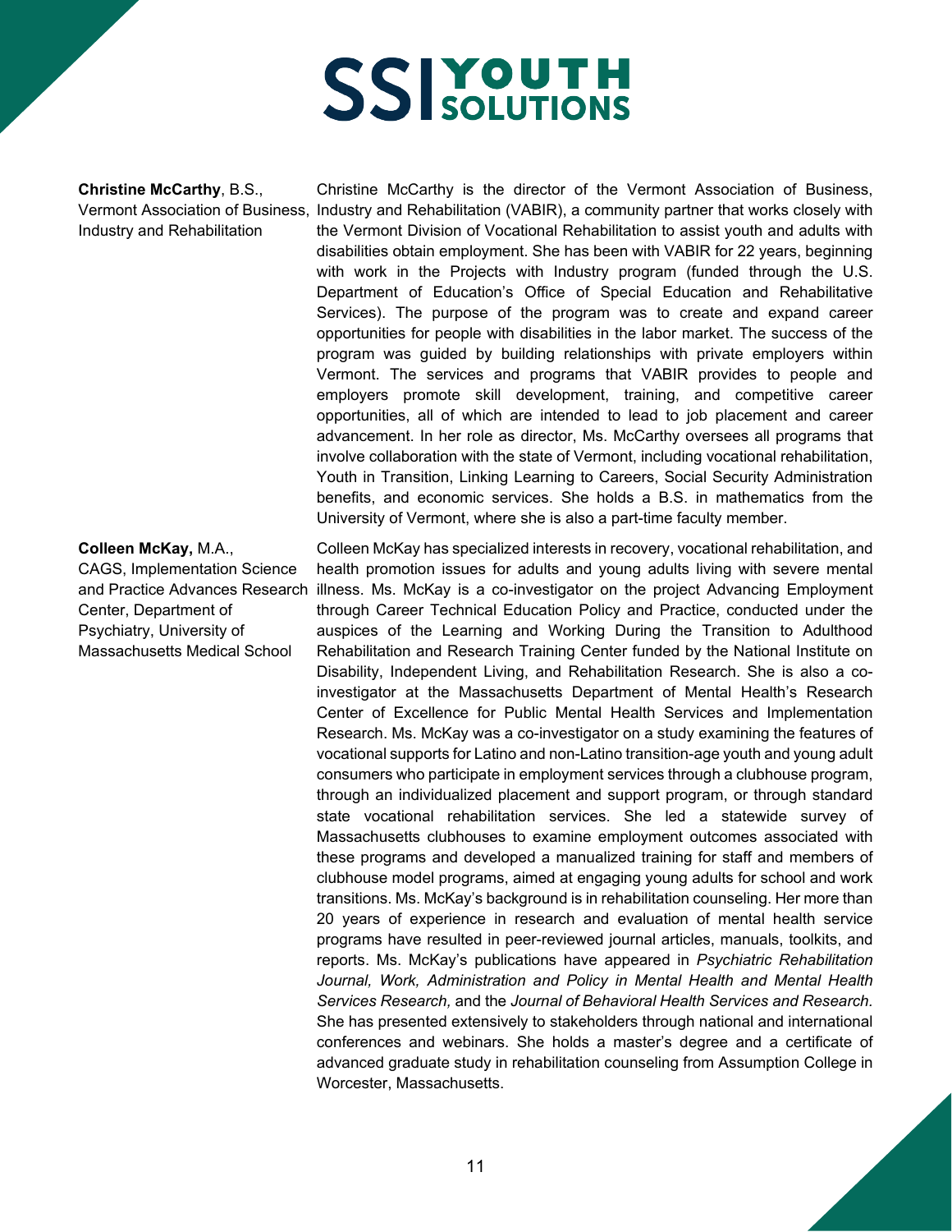**Christine McCarthy**, B.S., Vermont Association of Business, Industry and Rehabilitation

Christine McCarthy is the director of the Vermont Association of Business, Industry and Rehabilitation (VABIR), a community partner that works closely with the Vermont Division of Vocational Rehabilitation to assist youth and adults with disabilities obtain employment. She has been with VABIR for 22 years, beginning with work in the Projects with Industry program (funded through the U.S. Department of Education's Office of Special Education and Rehabilitative Services). The purpose of the program was to create and expand career opportunities for people with disabilities in the labor market. The success of the program was guided by building relationships with private employers within Vermont. The services and programs that VABIR provides to people and employers promote skill development, training, and competitive career opportunities, all of which are intended to lead to job placement and career advancement. In her role as director, Ms. McCarthy oversees all programs that involve collaboration with the state of Vermont, including vocational rehabilitation, Youth in Transition, Linking Learning to Careers, Social Security Administration benefits, and economic services. She holds a B.S. in mathematics from the University of Vermont, where she is also a part-time faculty member.

**Colleen McKay,** M.A., CAGS, Implementation Science and Practice Advances Research Center, Department of Psychiatry, University of Massachusetts Medical School

Colleen McKay has specialized interests in recovery, vocational rehabilitation, and health promotion issues for adults and young adults living with severe mental illness. Ms. McKay is a co-investigator on the project Advancing Employment through Career Technical Education Policy and Practice, conducted under the auspices of the Learning and Working During the Transition to Adulthood Rehabilitation and Research Training Center funded by the National Institute on Disability, Independent Living, and Rehabilitation Research. She is also a co-investigator at the Massachusetts Department of Mental Health's Research Center of Excellence for Public Mental Health Services and Implementation Research. Ms. McKay was a co-investigator on a study examining the features of vocational supports for Latino and non-Latino transition-age youth and young adult consumers who participate in employment services through a clubhouse program, through an individualized placement and support program, or through standard state vocational rehabilitation services. She led a statewide survey of Massachusetts clubhouses to examine employment outcomes associated with these programs and developed a manualized training for staff and members of clubhouse model programs, aimed at engaging young adults for school and work transitions. Ms. McKay's background is in rehabilitation counseling. Her more than 20 years of experience in research and evaluation of mental health service programs have resulted in peer-reviewed journal articles, manuals, toolkits, and reports. Ms. McKay's publications have appeared in *Psychiatric Rehabilitation Journal, Work, Administration and Policy in Mental Health and Mental Health Services Research,* and the *Journal of Behavioral Health Services and Research.* She has presented extensively to stakeholders through national and international conferences and webinars. She holds a master's degree and a certificate of advanced graduate study in rehabilitation counseling from Assumption College in Worcester, Massachusetts.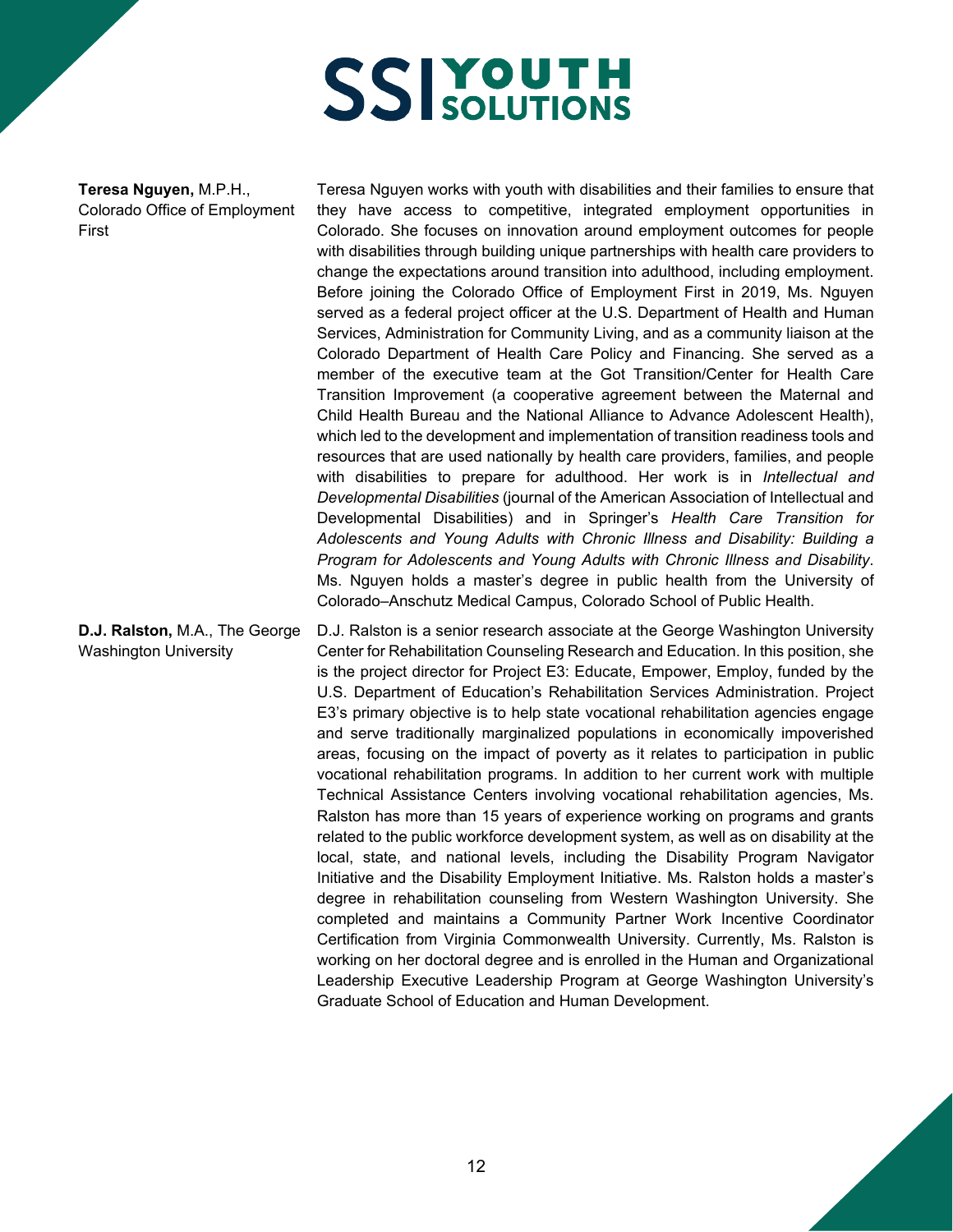**Teresa Nguyen,** M.P.H., Colorado Office of Employment First

Teresa Nguyen works with youth with disabilities and their families to ensure that they have access to competitive, integrated employment opportunities in Colorado. She focuses on innovation around employment outcomes for people with disabilities through building unique partnerships with health care providers to change the expectations around transition into adulthood, including employment. Before joining the Colorado Office of Employment First in 2019, Ms. Nguyen served as a federal project officer at the U.S. Department of Health and Human Services, Administration for Community Living, and as a community liaison at the Colorado Department of Health Care Policy and Financing. She served as a member of the executive team at the Got Transition/Center for Health Care Transition Improvement (a cooperative agreement between the Maternal and Child Health Bureau and the National Alliance to Advance Adolescent Health), which led to the development and implementation of transition readiness tools and resources that are used nationally by health care providers, families, and people with disabilities to prepare for adulthood. Her work is in *Intellectual and Developmental Disabilities* (journal of the American Association of Intellectual and Developmental Disabilities) and in Springer's *Health Care Transition for Adolescents and Young Adults with Chronic Illness and Disability: Building a Program for Adolescents and Young Adults with Chronic Illness and Disability*. Ms. Nguyen holds a master's degree in public health from the University of Colorado–Anschutz Medical Campus, Colorado School of Public Health.

**D.J. Ralston,** M.A., The George Washington University

D.J. Ralston is a senior research associate at the George Washington University Center for Rehabilitation Counseling Research and Education. In this position, she is the project director for Project E3: Educate, Empower, Employ, funded by the U.S. Department of Education's Rehabilitation Services Administration. Project E3's primary objective is to help state vocational rehabilitation agencies engage and serve traditionally marginalized populations in economically impoverished areas, focusing on the impact of poverty as it relates to participation in public vocational rehabilitation programs. In addition to her current work with multiple Technical Assistance Centers involving vocational rehabilitation agencies, Ms. Ralston has more than 15 years of experience working on programs and grants related to the public workforce development system, as well as on disability at the local, state, and national levels, including the Disability Program Navigator Initiative and the Disability Employment Initiative. Ms. Ralston holds a master's degree in rehabilitation counseling from Western Washington University. She completed and maintains a Community Partner Work Incentive Coordinator Certification from Virginia Commonwealth University. Currently, Ms. Ralston is working on her doctoral degree and is enrolled in the Human and Organizational Leadership Executive Leadership Program at George Washington University's Graduate School of Education and Human Development.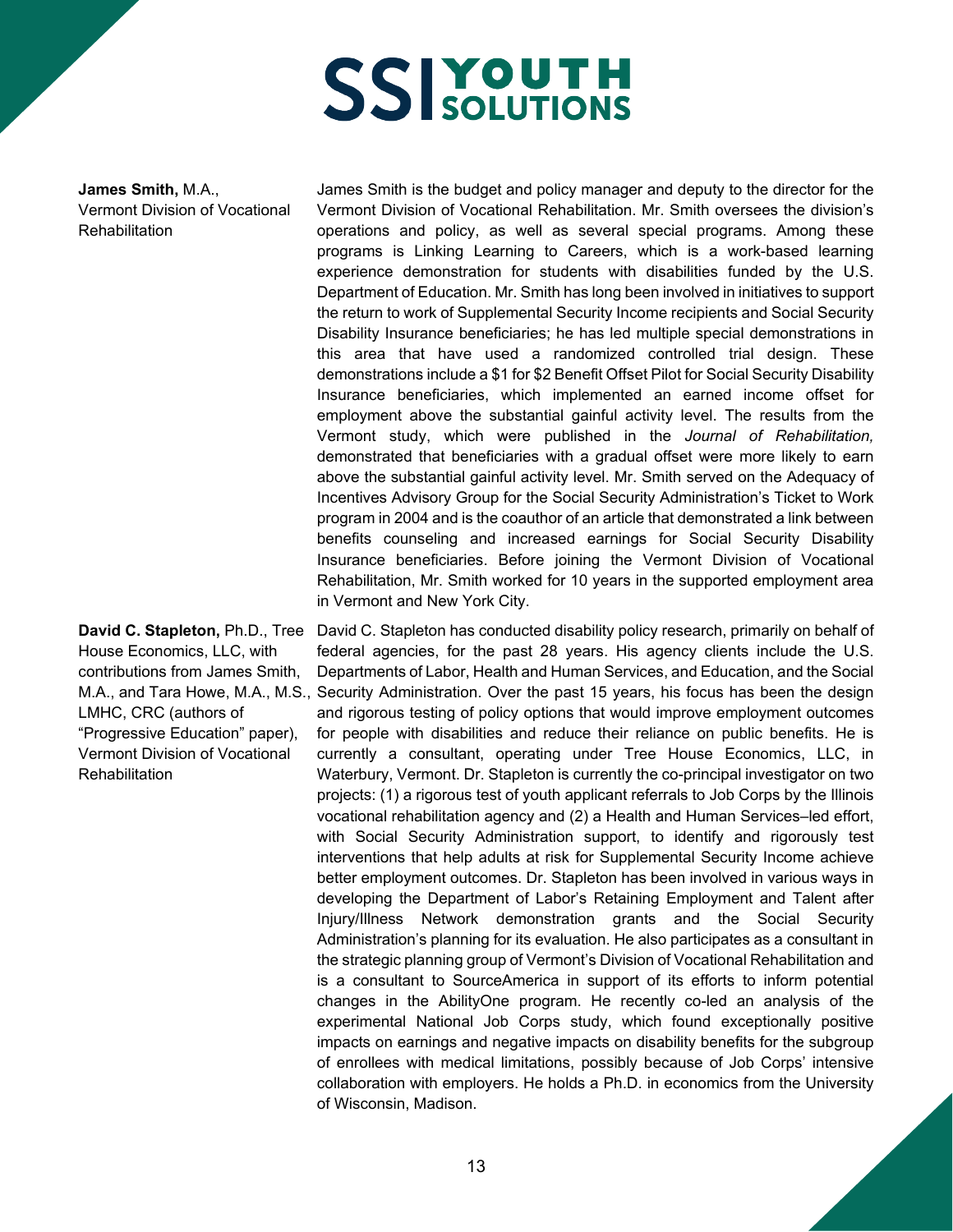**James Smith,** M.A., Vermont Division of Vocational Rehabilitation

James Smith is the budget and policy manager and deputy to the director for the Vermont Division of Vocational Rehabilitation. Mr. Smith oversees the division's operations and policy, as well as several special programs. Among these programs is Linking Learning to Careers, which is a work-based learning experience demonstration for students with disabilities funded by the U.S. Department of Education. Mr. Smith has long been involved in initiatives to support the return to work of Supplemental Security Income recipients and Social Security Disability Insurance beneficiaries; he has led multiple special demonstrations in this area that have used a randomized controlled trial design. These demonstrations include a $1 for $2 Benefit Offset Pilot for Social Security Disability Insurance beneficiaries, which implemented an earned income offset for employment above the substantial gainful activity level. The results from the Vermont study, which were published in the *Journal of Rehabilitation,* demonstrated that beneficiaries with a gradual offset were more likely to earn above the substantial gainful activity level. Mr. Smith served on the Adequacy of Incentives Advisory Group for the Social Security Administration's Ticket to Work program in 2004 and is the coauthor of an article that demonstrated a link between benefits counseling and increased earnings for Social Security Disability Insurance beneficiaries. Before joining the Vermont Division of Vocational Rehabilitation, Mr. Smith worked for 10 years in the supported employment area in Vermont and New York City.

**David C. Stapleton,** Ph.D., Tree House Economics, LLC, with contributions from James Smith, M.A., and Tara Howe, M.A., M.S., LMHC, CRC (authors of "Progressive Education" paper), Vermont Division of Vocational Rehabilitation

David C. Stapleton has conducted disability policy research, primarily on behalf of federal agencies, for the past 28 years. His agency clients include the U.S. Departments of Labor, Health and Human Services, and Education, and the Social Security Administration. Over the past 15 years, his focus has been the design and rigorous testing of policy options that would improve employment outcomes for people with disabilities and reduce their reliance on public benefits. He is currently a consultant, operating under Tree House Economics, LLC, in Waterbury, Vermont. Dr. Stapleton is currently the co-principal investigator on two projects: (1) a rigorous test of youth applicant referrals to Job Corps by the Illinois vocational rehabilitation agency and (2) a Health and Human Services–led effort, with Social Security Administration support, to identify and rigorously test interventions that help adults at risk for Supplemental Security Income achieve better employment outcomes. Dr. Stapleton has been involved in various ways in developing the Department of Labor's Retaining Employment and Talent after Injury/Illness Network demonstration grants and the Social Security Administration's planning for its evaluation. He also participates as a consultant in the strategic planning group of Vermont's Division of Vocational Rehabilitation and is a consultant to SourceAmerica in support of its efforts to inform potential changes in the AbilityOne program. He recently co-led an analysis of the experimental National Job Corps study, which found exceptionally positive impacts on earnings and negative impacts on disability benefits for the subgroup of enrollees with medical limitations, possibly because of Job Corps' intensive collaboration with employers. He holds a Ph.D. in economics from the University of Wisconsin, Madison.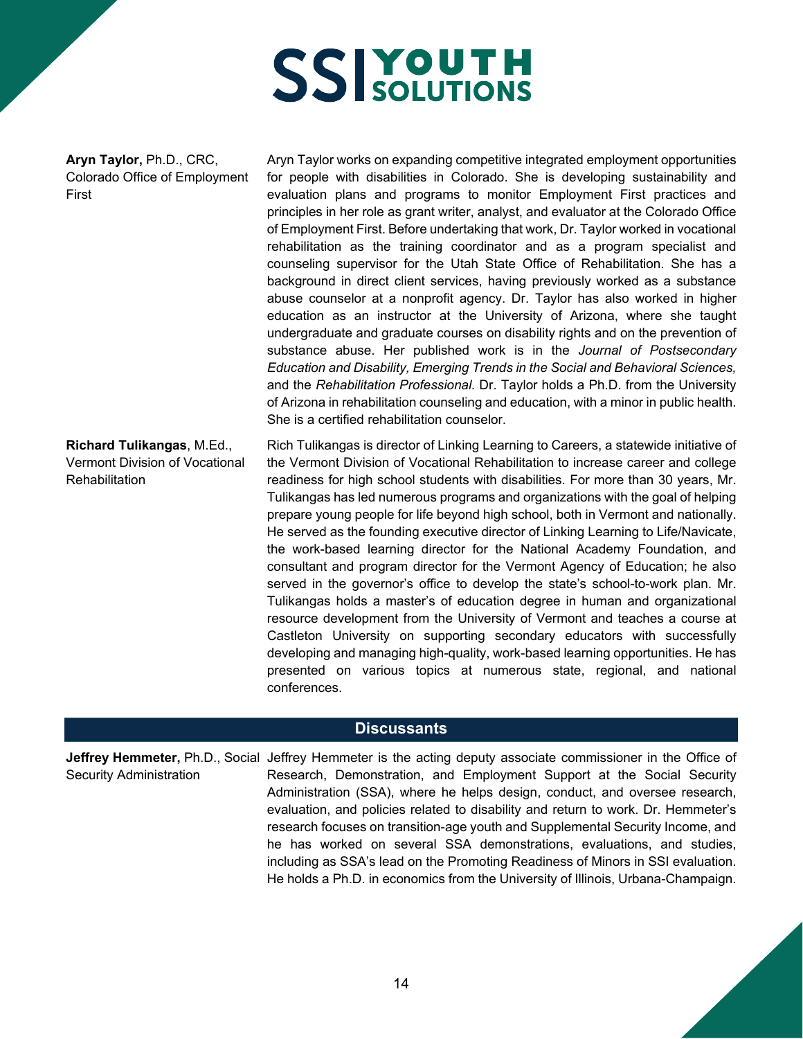**Aryn Taylor,** Ph.D., CRC, Colorado Office of Employment First

Aryn Taylor works on expanding competitive integrated employment opportunities for people with disabilities in Colorado. She is developing sustainability and evaluation plans and programs to monitor Employment First practices and principles in her role as grant writer, analyst, and evaluator at the Colorado Office of Employment First. Before undertaking that work, Dr. Taylor worked in vocational rehabilitation as the training coordinator and as a program specialist and counseling supervisor for the Utah State Office of Rehabilitation. She has a background in direct client services, having previously worked as a substance abuse counselor at a nonprofit agency. Dr. Taylor has also worked in higher education as an instructor at the University of Arizona, where she taught undergraduate and graduate courses on disability rights and on the prevention of substance abuse. Her published work is in the *Journal of Postsecondary Education and Disability, Emerging Trends in the Social and Behavioral Sciences,* and the *Rehabilitation Professional.* Dr. Taylor holds a Ph.D. from the University of Arizona in rehabilitation counseling and education, with a minor in public health. She is a certified rehabilitation counselor.

**Richard Tulikangas**, M.Ed., Vermont Division of Vocational Rehabilitation

Rich Tulikangas is director of Linking Learning to Careers, a statewide initiative of the Vermont Division of Vocational Rehabilitation to increase career and college readiness for high school students with disabilities. For more than 30 years, Mr. Tulikangas has led numerous programs and organizations with the goal of helping prepare young people for life beyond high school, both in Vermont and nationally. He served as the founding executive director of Linking Learning to Life/Navicate, the work-based learning director for the National Academy Foundation, and consultant and program director for the Vermont Agency of Education; he also served in the governor's office to develop the state's school-to-work plan. Mr. Tulikangas holds a master's of education degree in human and organizational resource development from the University of Vermont and teaches a course at Castleton University on supporting secondary educators with successfully developing and managing high-quality, work-based learning opportunities. He has presented on various topics at numerous state, regional, and national conferences.

## Discussants

**Jeffrey Hemmeter,** Ph.D., Social Security Administration

Jeffrey Hemmeter is the acting deputy associate commissioner in the Office of Research, Demonstration, and Employment Support at the Social Security Administration (SSA), where he helps design, conduct, and oversee research, evaluation, and policies related to disability and return to work. Dr. Hemmeter's research focuses on transition-age youth and Supplemental Security Income, and he has worked on several SSA demonstrations, evaluations, and studies, including as SSA's lead on the Promoting Readiness of Minors in SSI evaluation. He holds a Ph.D. in economics from the University of Illinois, Urbana-Champaign.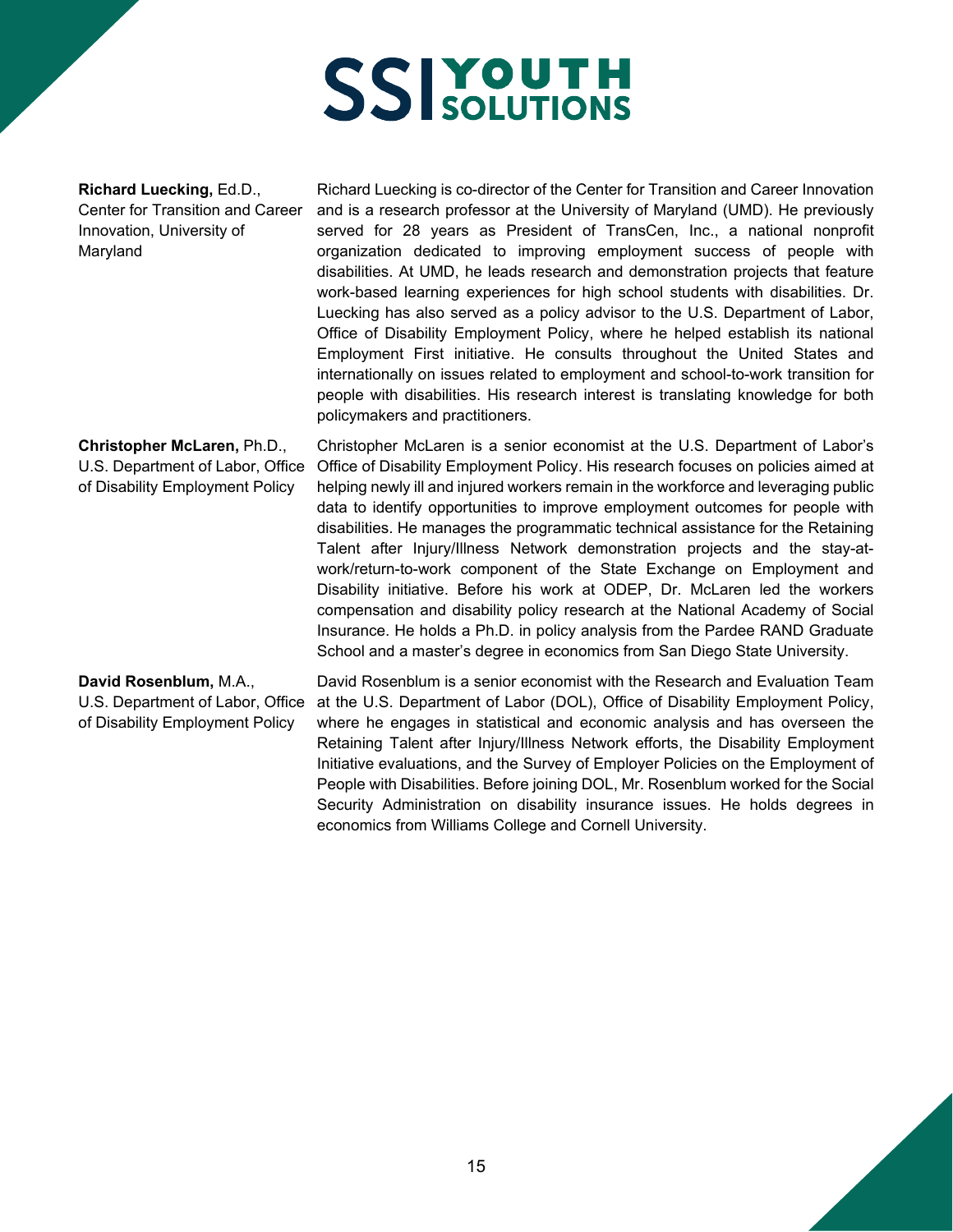**Richard Luecking,** Ed.D., Center for Transition and Career Innovation, University of Maryland

Richard Luecking is co-director of the Center for Transition and Career Innovation and is a research professor at the University of Maryland (UMD). He previously served for 28 years as President of TransCen, Inc., a national nonprofit organization dedicated to improving employment success of people with disabilities. At UMD, he leads research and demonstration projects that feature work-based learning experiences for high school students with disabilities. Dr. Luecking has also served as a policy advisor to the U.S. Department of Labor, Office of Disability Employment Policy, where he helped establish its national Employment First initiative. He consults throughout the United States and internationally on issues related to employment and school-to-work transition for people with disabilities. His research interest is translating knowledge for both policymakers and practitioners.

**Christopher McLaren,** Ph.D., U.S. Department of Labor, Office of Disability Employment Policy

Christopher McLaren is a senior economist at the U.S. Department of Labor's Office of Disability Employment Policy. His research focuses on policies aimed at helping newly ill and injured workers remain in the workforce and leveraging public data to identify opportunities to improve employment outcomes for people with disabilities. He manages the programmatic technical assistance for the Retaining Talent after Injury/Illness Network demonstration projects and the stay-at-work/return-to-work component of the State Exchange on Employment and Disability initiative. Before his work at ODEP, Dr. McLaren led the workers compensation and disability policy research at the National Academy of Social Insurance. He holds a Ph.D. in policy analysis from the Pardee RAND Graduate School and a master's degree in economics from San Diego State University.

**David Rosenblum,** M.A., U.S. Department of Labor, Office of Disability Employment Policy

David Rosenblum is a senior economist with the Research and Evaluation Team at the U.S. Department of Labor (DOL), Office of Disability Employment Policy, where he engages in statistical and economic analysis and has overseen the Retaining Talent after Injury/Illness Network efforts, the Disability Employment Initiative evaluations, and the Survey of Employer Policies on the Employment of People with Disabilities. Before joining DOL, Mr. Rosenblum worked for the Social Security Administration on disability insurance issues. He holds degrees in economics from Williams College and Cornell University.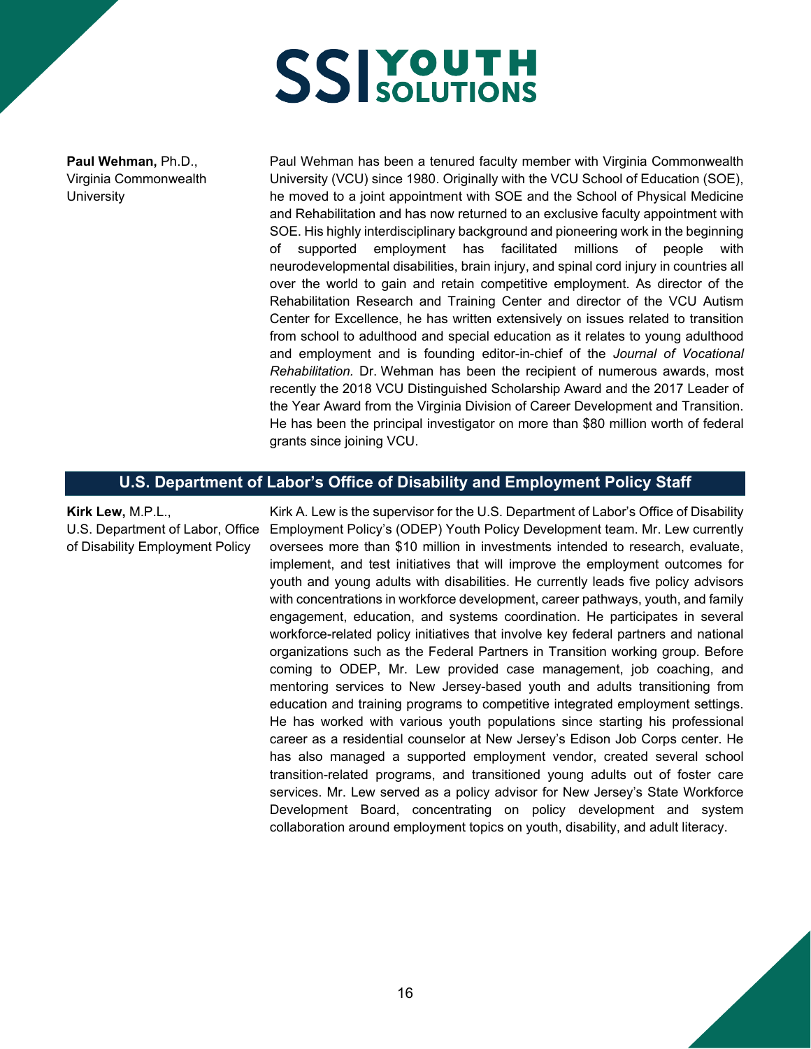**Paul Wehman,** Ph.D., Virginia Commonwealth University

Paul Wehman has been a tenured faculty member with Virginia Commonwealth University (VCU) since 1980. Originally with the VCU School of Education (SOE), he moved to a joint appointment with SOE and the School of Physical Medicine and Rehabilitation and has now returned to an exclusive faculty appointment with SOE. His highly interdisciplinary background and pioneering work in the beginning of supported employment has facilitated millions of people with neurodevelopmental disabilities, brain injury, and spinal cord injury in countries all over the world to gain and retain competitive employment. As director of the Rehabilitation Research and Training Center and director of the VCU Autism Center for Excellence, he has written extensively on issues related to transition from school to adulthood and special education as it relates to young adulthood and employment and is founding editor-in-chief of the *Journal of Vocational Rehabilitation.* Dr. Wehman has been the recipient of numerous awards, most recently the 2018 VCU Distinguished Scholarship Award and the 2017 Leader of the Year Award from the Virginia Division of Career Development and Transition. He has been the principal investigator on more than $80 million worth of federal grants since joining VCU.

## U.S. Department of Labor's Office of Disability and Employment Policy Staff

**Kirk Lew,** M.P.L., U.S. Department of Labor, Office of Disability Employment Policy

Kirk A. Lew is the supervisor for the U.S. Department of Labor's Office of Disability Employment Policy's (ODEP) Youth Policy Development team. Mr. Lew currently oversees more than $10 million in investments intended to research, evaluate, implement, and test initiatives that will improve the employment outcomes for youth and young adults with disabilities. He currently leads five policy advisors with concentrations in workforce development, career pathways, youth, and family engagement, education, and systems coordination. He participates in several workforce-related policy initiatives that involve key federal partners and national organizations such as the Federal Partners in Transition working group. Before coming to ODEP, Mr. Lew provided case management, job coaching, and mentoring services to New Jersey-based youth and adults transitioning from education and training programs to competitive integrated employment settings. He has worked with various youth populations since starting his professional career as a residential counselor at New Jersey's Edison Job Corps center. He has also managed a supported employment vendor, created several school transition-related programs, and transitioned young adults out of foster care services. Mr. Lew served as a policy advisor for New Jersey's State Workforce Development Board, concentrating on policy development and system collaboration around employment topics on youth, disability, and adult literacy.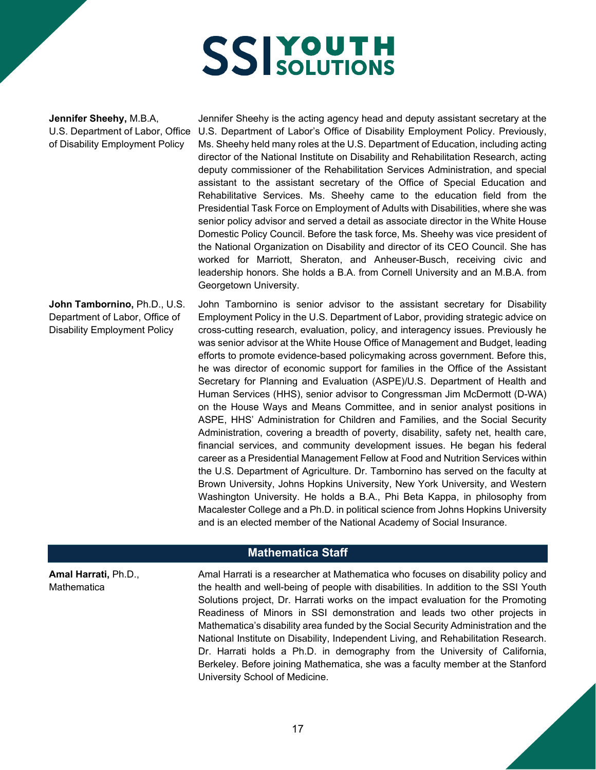**Jennifer Sheehy,** M.B.A, U.S. Department of Labor, Office of Disability Employment Policy

Jennifer Sheehy is the acting agency head and deputy assistant secretary at the U.S. Department of Labor's Office of Disability Employment Policy. Previously, Ms. Sheehy held many roles at the U.S. Department of Education, including acting director of the National Institute on Disability and Rehabilitation Research, acting deputy commissioner of the Rehabilitation Services Administration, and special assistant to the assistant secretary of the Office of Special Education and Rehabilitative Services. Ms. Sheehy came to the education field from the Presidential Task Force on Employment of Adults with Disabilities, where she was senior policy advisor and served a detail as associate director in the White House Domestic Policy Council. Before the task force, Ms. Sheehy was vice president of the National Organization on Disability and director of its CEO Council. She has worked for Marriott, Sheraton, and Anheuser-Busch, receiving civic and leadership honors. She holds a B.A. from Cornell University and an M.B.A. from Georgetown University.

**John Tambornino,** Ph.D., U.S. Department of Labor, Office of Disability Employment Policy

John Tambornino is senior advisor to the assistant secretary for Disability Employment Policy in the U.S. Department of Labor, providing strategic advice on cross-cutting research, evaluation, policy, and interagency issues. Previously he was senior advisor at the White House Office of Management and Budget, leading efforts to promote evidence-based policymaking across government. Before this, he was director of economic support for families in the Office of the Assistant Secretary for Planning and Evaluation (ASPE)/U.S. Department of Health and Human Services (HHS), senior advisor to Congressman Jim McDermott (D-WA) on the House Ways and Means Committee, and in senior analyst positions in ASPE, HHS' Administration for Children and Families, and the Social Security Administration, covering a breadth of poverty, disability, safety net, health care, financial services, and community development issues. He began his federal career as a Presidential Management Fellow at Food and Nutrition Services within the U.S. Department of Agriculture. Dr. Tambornino has served on the faculty at Brown University, Johns Hopkins University, New York University, and Western Washington University. He holds a B.A., Phi Beta Kappa, in philosophy from Macalester College and a Ph.D. in political science from Johns Hopkins University and is an elected member of the National Academy of Social Insurance.

## Mathematica Staff

**Amal Harrati,** Ph.D., Mathematica

Amal Harrati is a researcher at Mathematica who focuses on disability policy and the health and well-being of people with disabilities. In addition to the SSI Youth Solutions project, Dr. Harrati works on the impact evaluation for the Promoting Readiness of Minors in SSI demonstration and leads two other projects in Mathematica's disability area funded by the Social Security Administration and the National Institute on Disability, Independent Living, and Rehabilitation Research. Dr. Harrati holds a Ph.D. in demography from the University of California, Berkeley. Before joining Mathematica, she was a faculty member at the Stanford University School of Medicine.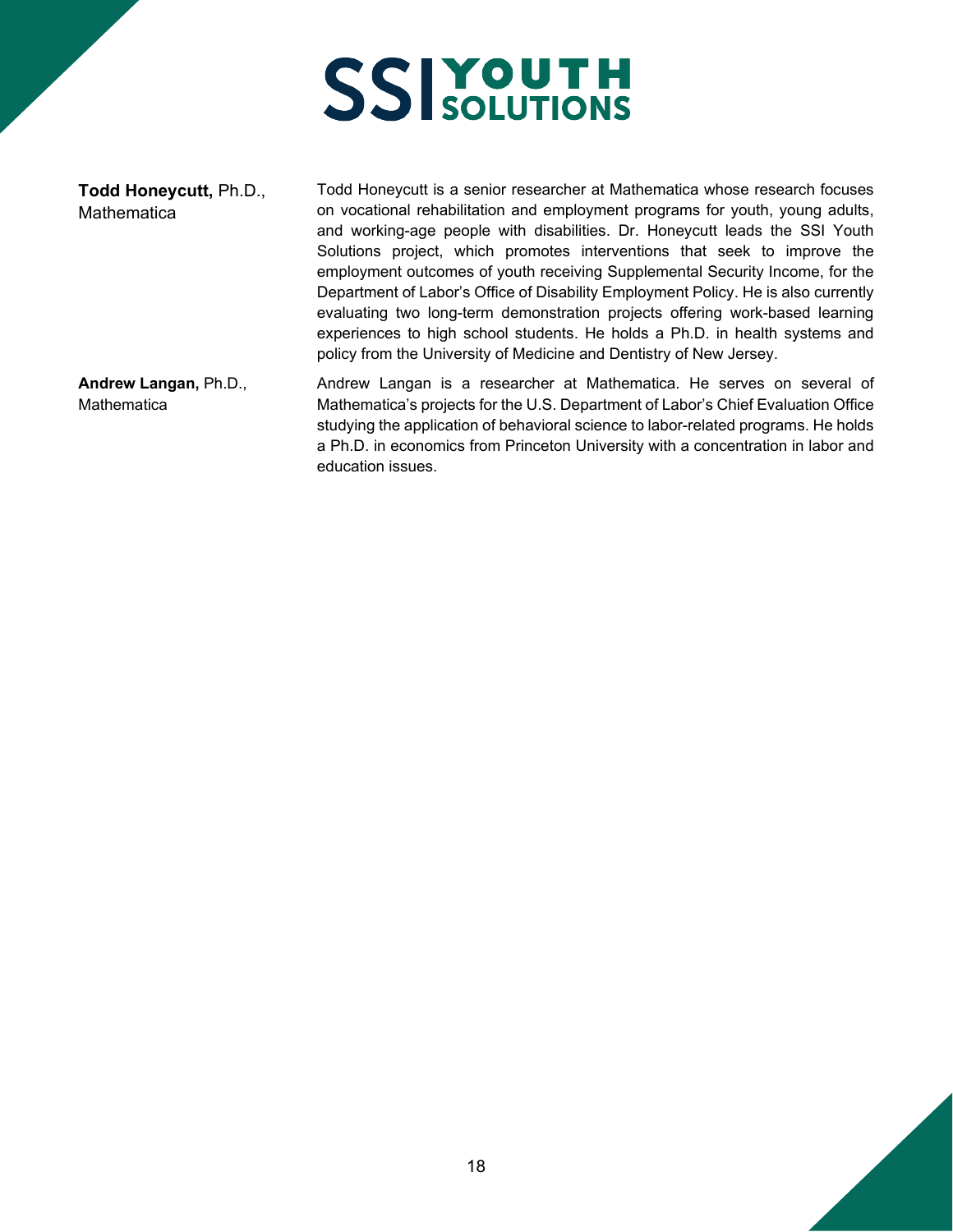**Todd Honeycutt,** Ph.D., Mathematica

Todd Honeycutt is a senior researcher at Mathematica whose research focuses on vocational rehabilitation and employment programs for youth, young adults, and working-age people with disabilities. Dr. Honeycutt leads the SSI Youth Solutions project, which promotes interventions that seek to improve the employment outcomes of youth receiving Supplemental Security Income, for the Department of Labor's Office of Disability Employment Policy. He is also currently evaluating two long-term demonstration projects offering work-based learning experiences to high school students. He holds a Ph.D. in health systems and policy from the University of Medicine and Dentistry of New Jersey.

**Andrew Langan,** Ph.D., Mathematica

Andrew Langan is a researcher at Mathematica. He serves on several of Mathematica's projects for the U.S. Department of Labor's Chief Evaluation Office studying the application of behavioral science to labor-related programs. He holds a Ph.D. in economics from Princeton University with a concentration in labor and education issues.